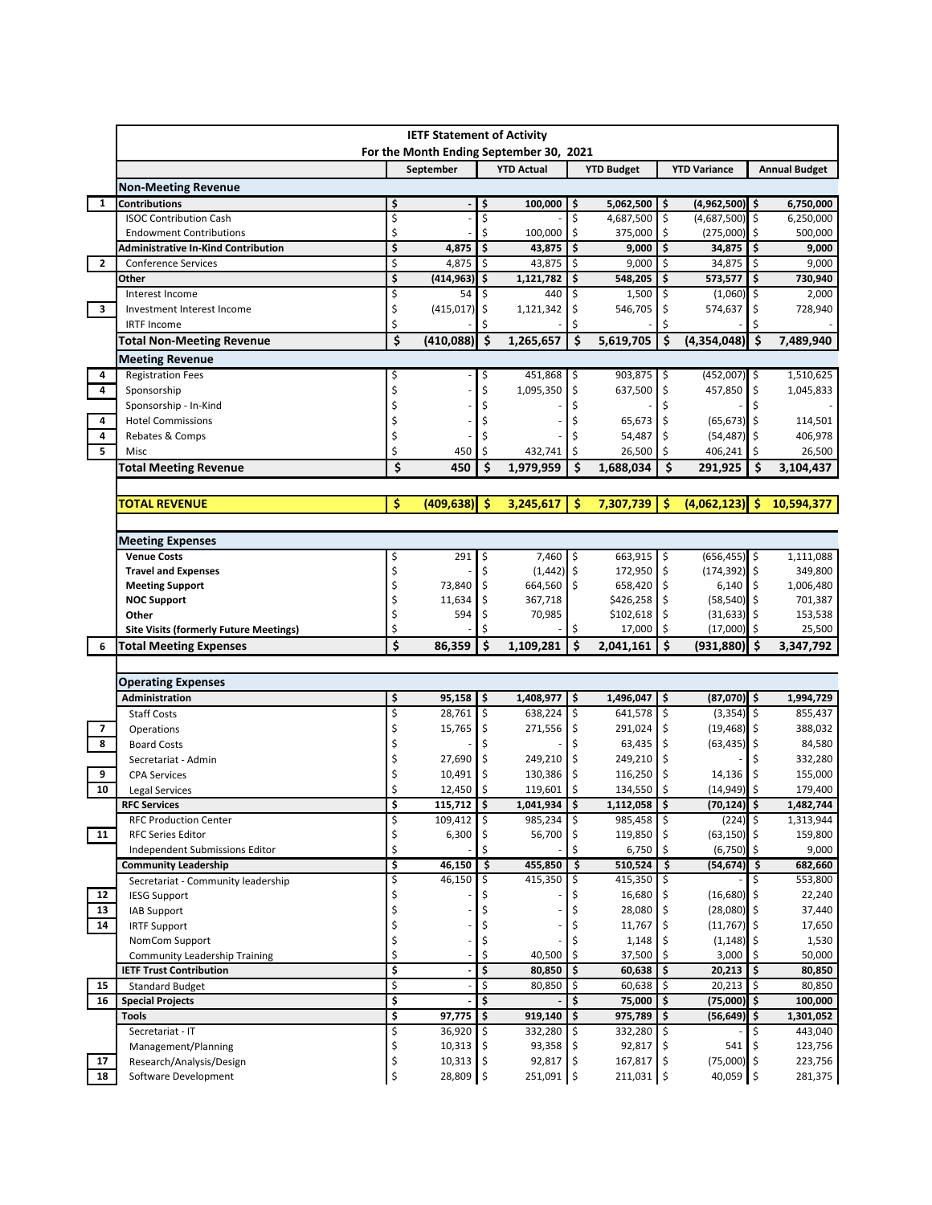# IETF Statement of Activity

For the Month Ending September 30, 2021

| | | September | YTD Actual | YTD Budget | YTD Variance | Annual Budget |
|---|---|---|---|---|---|---|
| | **Non-Meeting Revenue** | | | | | |
| 1 | **Contributions** | **$ -** | **$ 100,000** | **$ 5,062,500** | **$ (4,962,500)** | **$ 6,750,000** |
| | ISOC Contribution Cash | $ - | $ - | $ 4,687,500 | $ (4,687,500) | $ 6,250,000 |
| | Endowment Contributions | $ - | $ 100,000 | $ 375,000 | $ (275,000) | $ 500,000 |
| | **Administrative In-Kind Contribution** | **$ 4,875** | **$ 43,875** | **$ 9,000** | **$ 34,875** | **$ 9,000** |
| 2 | Conference Services | $ 4,875 | $ 43,875 | $ 9,000 | $ 34,875 | $ 9,000 |
| | **Other** | **$ (414,963)** | **$ 1,121,782** | **$ 548,205** | **$ 573,577** | **$ 730,940** |
| | Interest Income | $ 54 | $ 440 | $ 1,500 | $ (1,060) | $ 2,000 |
| 3 | Investment Interest Income | $ (415,017) | $ 1,121,342 | $ 546,705 | $ 574,637 | $ 728,940 |
| | IRTF Income | $ - | $ - | $ - | $ - | $ - |
| | **Total Non-Meeting Revenue** | **$ (410,088)** | **$ 1,265,657** | **$ 5,619,705** | **$ (4,354,048)** | **$ 7,489,940** |
| | **Meeting Revenue** | | | | | |
| 4 | Registration Fees | $ - | $ 451,868 | $ 903,875 | $ (452,007) | $ 1,510,625 |
| 4 | Sponsorship | $ - | $ 1,095,350 | $ 637,500 | $ 457,850 | $ 1,045,833 |
| | Sponsorship - In-Kind | $ - | $ - | $ - | $ - | $ - |
| 4 | Hotel Commissions | $ - | $ - | $ 65,673 | $ (65,673) | $ 114,501 |
| 4 | Rebates & Comps | $ - | $ - | $ 54,487 | $ (54,487) | $ 406,978 |
| 5 | Misc | $ 450 | $ 432,741 | $ 26,500 | $ 406,241 | $ 26,500 |
| | **Total Meeting Revenue** | **$ 450** | **$ 1,979,959** | **$ 1,688,034** | **$ 291,925** | **$ 3,104,437** |
| | | | | | | |
| | **TOTAL REVENUE** | **$ (409,638)** | **$ 3,245,617** | **$ 7,307,739** | **$ (4,062,123)** | **$ 10,594,377** |
| | | | | | | |
| | **Meeting Expenses** | | | | | |
| | **Venue Costs** | $ 291 | $ 7,460 | $ 663,915 | $ (656,455) | $ 1,111,088 |
| | **Travel and Expenses** | $ - | $ (1,442) | $ 172,950 | $ (174,392) | $ 349,800 |
| | **Meeting Support** | $ 73,840 | $ 664,560 | $ 658,420 | $ 6,140 | $ 1,006,480 |
| | **NOC Support** | $ 11,634 | $ 367,718 | $426,258 | $ (58,540) | $ 701,387 |
| | **Other** | $ 594 | $ 70,985 | $102,618 | $ (31,633) | $ 153,538 |
| | **Site Visits (formerly Future Meetings)** | $ - | $ - | $ 17,000 | $ (17,000) | $ 25,500 |
| 6 | **Total Meeting Expenses** | **$ 86,359** | **$ 1,109,281** | **$ 2,041,161** | **$ (931,880)** | **$ 3,347,792** |
| | | | | | | |
| | **Operating Expenses** | | | | | |
| | **Administration** | **$ 95,158** | **$ 1,408,977** | **$ 1,496,047** | **$ (87,070)** | **$ 1,994,729** |
| | Staff Costs | $ 28,761 | $ 638,224 | $ 641,578 | $ (3,354) | $ 855,437 |
| 7 | Operations | $ 15,765 | $ 271,556 | $ 291,024 | $ (19,468) | $ 388,032 |
| 8 | Board Costs | $ - | $ - | $ 63,435 | $ (63,435) | $ 84,580 |
| | Secretariat - Admin | $ 27,690 | $ 249,210 | $ 249,210 | $ - | $ 332,280 |
| 9 | CPA Services | $ 10,491 | $ 130,386 | $ 116,250 | $ 14,136 | $ 155,000 |
| 10 | Legal Services | $ 12,450 | $ 119,601 | $ 134,550 | $ (14,949) | $ 179,400 |
| | **RFC Services** | **$ 115,712** | **$ 1,041,934** | **$ 1,112,058** | **$ (70,124)** | **$ 1,482,744** |
| | RFC Production Center | $ 109,412 | $ 985,234 | $ 985,458 | $ (224) | $ 1,313,944 |
| 11 | RFC Series Editor | $ 6,300 | $ 56,700 | $ 119,850 | $ (63,150) | $ 159,800 |
| | Independent Submissions Editor | $ - | $ - | $ 6,750 | $ (6,750) | $ 9,000 |
| | **Community Leadership** | **$ 46,150** | **$ 455,850** | **$ 510,524** | **$ (54,674)** | **$ 682,660** |
| | Secretariat - Community leadership | $ 46,150 | $ 415,350 | $ 415,350 | $ - | $ 553,800 |
| 12 | IESG Support | $ - | $ - | $ 16,680 | $ (16,680) | $ 22,240 |
| 13 | IAB Support | $ - | $ - | $ 28,080 | $ (28,080) | $ 37,440 |
| 14 | IRTF Support | $ - | $ - | $ 11,767 | $ (11,767) | $ 17,650 |
| | NomCom Support | $ - | $ - | $ 1,148 | $ (1,148) | $ 1,530 |
| | Community Leadership Training | $ - | $ 40,500 | $ 37,500 | $ 3,000 | $ 50,000 |
| | **IETF Trust Contribution** | **$ -** | **$ 80,850** | **$ 60,638** | **$ 20,213** | **$ 80,850** |
| 15 | Standard Budget | $ - | $ 80,850 | $ 60,638 | $ 20,213 | $ 80,850 |
| 16 | **Special Projects** | **$ -** | **$ -** | **$ 75,000** | **$ (75,000)** | **$ 100,000** |
| | **Tools** | **$ 97,775** | **$ 919,140** | **$ 975,789** | **$ (56,649)** | **$ 1,301,052** |
| | Secretariat - IT | $ 36,920 | $ 332,280 | $ 332,280 | $ - | $ 443,040 |
| | Management/Planning | $ 10,313 | $ 93,358 | $ 92,817 | $ 541 | $ 123,756 |
| 17 | Research/Analysis/Design | $ 10,313 | $ 92,817 | $ 167,817 | $ (75,000) | $ 223,756 |
| 18 | Software Development | $ 28,809 | $ 251,091 | $ 211,031 | $ 40,059 | $ 281,375 |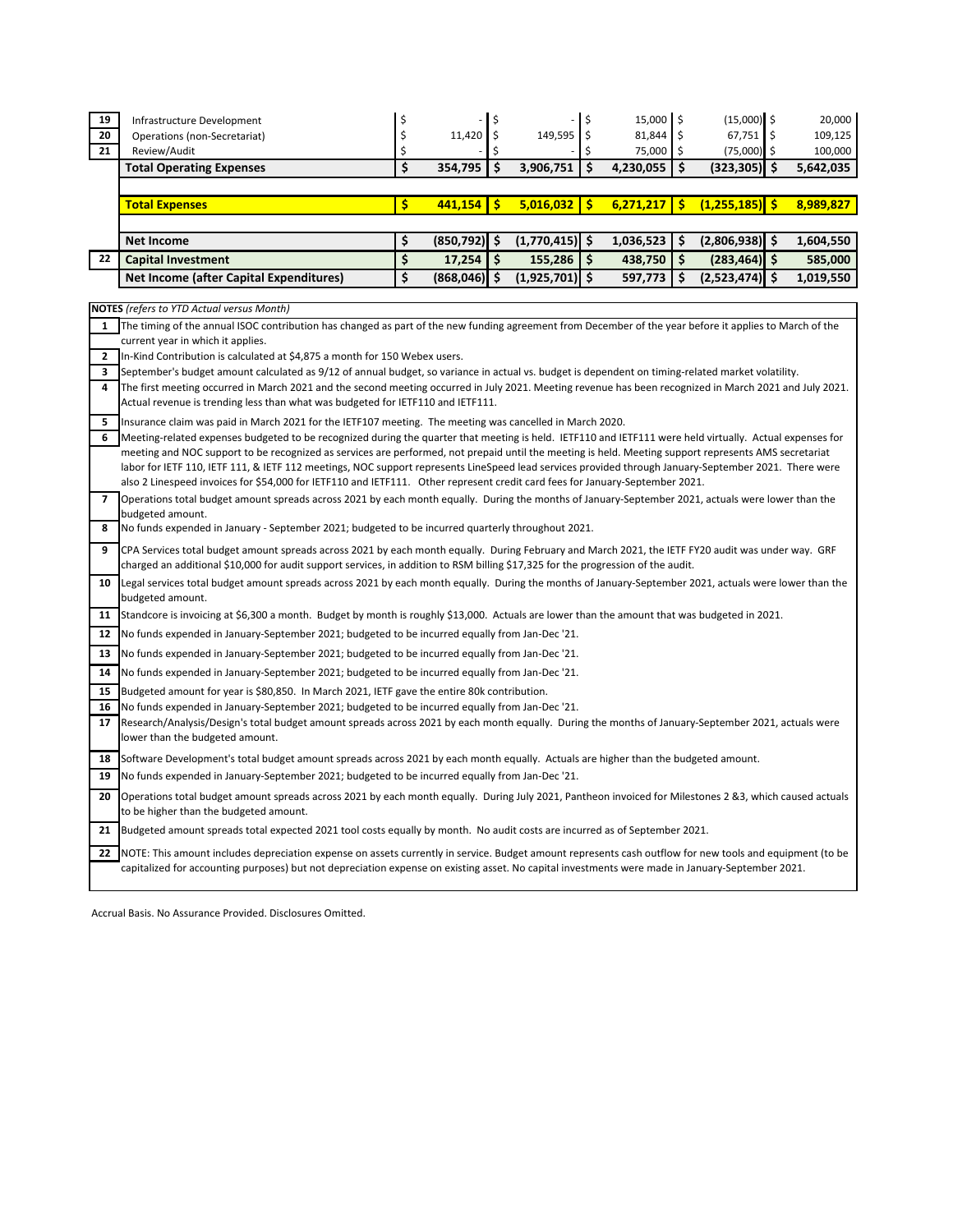| | | | | | | |
|---|---|---|---|---|---|---|
| 19 | Infrastructure Development | $ - | $ - | $ 15,000 | $ (15,000) | $ 20,000 |
| 20 | Operations (non-Secretariat) | $ 11,420 | $ 149,595 | $ 81,844 | $ 67,751 | $ 109,125 |
| 21 | Review/Audit | $ - | $ - | $ 75,000 | $ (75,000) | $ 100,000 |
| | **Total Operating Expenses** | **$ 354,795** | **$ 3,906,751** | **$ 4,230,055** | **$ (323,305)** | **$ 5,642,035** |
| | | | | | | |
| | **Total Expenses** | **$ 441,154** | **$ 5,016,032** | **$ 6,271,217** | **$ (1,255,185)** | **$ 8,989,827** |
| | | | | | | |
| | **Net Income** | **$ (850,792)** | **$ (1,770,415)** | **$ 1,036,523** | **$ (2,806,938)** | **$ 1,604,550** |
| 22 | **Capital Investment** | **$ 17,254** | **$ 155,286** | **$ 438,750** | **$ (283,464)** | **$ 585,000** |
| | **Net Income (after Capital Expenditures)** | **$ (868,046)** | **$ (1,925,701)** | **$ 597,773** | **$ (2,523,474)** | **$ 1,019,550** |

**NOTES** *(refers to YTD Actual versus Month)*

| | |
|---|---|
| 1 | The timing of the annual ISOC contribution has changed as part of the new funding agreement from December of the year before it applies to March of the current year in which it applies. |
| 2 | In-Kind Contribution is calculated at $4,875 a month for 150 Webex users. |
| 3 | September's budget amount calculated as 9/12 of annual budget, so variance in actual vs. budget is dependent on timing-related market volatility. |
| 4 | The first meeting occurred in March 2021 and the second meeting occurred in July 2021. Meeting revenue has been recognized in March 2021 and July 2021. Actual revenue is trending less than what was budgeted for IETF110 and IETF111. |
| 5 | Insurance claim was paid in March 2021 for the IETF107 meeting. The meeting was cancelled in March 2020. |
| 6 | Meeting-related expenses budgeted to be recognized during the quarter that meeting is held. IETF110 and IETF111 were held virtually. Actual expenses for meeting and NOC support to be recognized as services are performed, not prepaid until the meeting is held. Meeting support represents AMS secretariat labor for IETF 110, IETF 111, & IETF 112 meetings, NOC support represents LineSpeed lead services provided through January-September 2021. There were also 2 Linespeed invoices for $54,000 for IETF110 and IETF111. Other represent credit card fees for January-September 2021. |
| 7 | Operations total budget amount spreads across 2021 by each month equally. During the months of January-September 2021, actuals were lower than the budgeted amount. |
| 8 | No funds expended in January - September 2021; budgeted to be incurred quarterly throughout 2021. |
| 9 | CPA Services total budget amount spreads across 2021 by each month equally. During February and March 2021, the IETF FY20 audit was under way. GRF charged an additional $10,000 for audit support services, in addition to RSM billing $17,325 for the progression of the audit. |
| 10 | Legal services total budget amount spreads across 2021 by each month equally. During the months of January-September 2021, actuals were lower than the budgeted amount. |
| 11 | Standcore is invoicing at $6,300 a month. Budget by month is roughly $13,000. Actuals are lower than the amount that was budgeted in 2021. |
| 12 | No funds expended in January-September 2021; budgeted to be incurred equally from Jan-Dec '21. |
| 13 | No funds expended in January-September 2021; budgeted to be incurred equally from Jan-Dec '21. |
| 14 | No funds expended in January-September 2021; budgeted to be incurred equally from Jan-Dec '21. |
| 15 | Budgeted amount for year is $80,850. In March 2021, IETF gave the entire 80k contribution. |
| 16 | No funds expended in January-September 2021; budgeted to be incurred equally from Jan-Dec '21. |
| 17 | Research/Analysis/Design's total budget amount spreads across 2021 by each month equally. During the months of January-September 2021, actuals were lower than the budgeted amount. |
| 18 | Software Development's total budget amount spreads across 2021 by each month equally. Actuals are higher than the budgeted amount. |
| 19 | No funds expended in January-September 2021; budgeted to be incurred equally from Jan-Dec '21. |
| 20 | Operations total budget amount spreads across 2021 by each month equally. During July 2021, Pantheon invoiced for Milestones 2 &3, which caused actuals to be higher than the budgeted amount. |
| 21 | Budgeted amount spreads total expected 2021 tool costs equally by month. No audit costs are incurred as of September 2021. |
| 22 | NOTE: This amount includes depreciation expense on assets currently in service. Budget amount represents cash outflow for new tools and equipment (to be capitalized for accounting purposes) but not depreciation expense on existing asset. No capital investments were made in January-September 2021. |

Accrual Basis. No Assurance Provided. Disclosures Omitted.